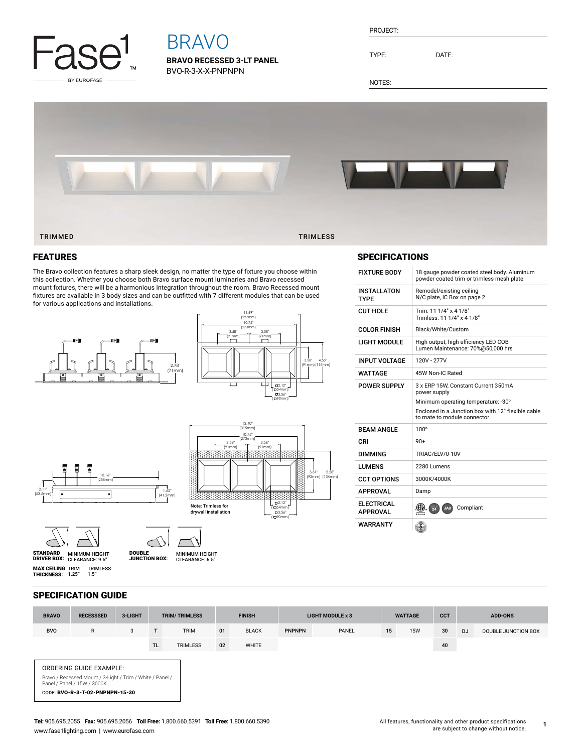# BRAVO

**BRAVO RECESSED 3-LT PANEL**

BVO-R-3-X-X-PNPNPN

PROJECT:

TYPE: DATE:

NOTES:

TRIMMED TRIMLESS

## FEATURES

The Bravo collection features a sharp sleek design, no matter the type of fixture you choose within this collection. Whether you choose both Bravo surface mount luminaries and Bravo recessed mount fixtures, there will be a harmonious integration throughout the room. Bravo Recessed mount fixtures are available in 3 body sizes and can be outfitted with 7 different modules that can be used for various applications and installations.

Note: Trimless for drywall installation

**STANDARD DRIVER BOX:** MINIMUM HEIGHT CLEARANCE: 9.5"

**DOUBLE JUNCTION BOX:** MINIMUM HEIGHT CLEARANCE: 6.5"

**MAX CEILING THICKNESS:** TRIM 1.25" TRIMLESS 1.5"

## SPECIFICATIONS

| | |
|---|---|
| FIXTURE BODY | 18 gauge powder coated steel body. Aluminum powder coated trim or trimless mesh plate |
| INSTALLATON TYPE | Remodel/existing ceiling<br>N/C plate, IC Box on page 2 |
| CUT HOLE | Trim: 11 1/4" x 4 1/8"<br>Trimless: 11 1/4" x 4 1/8" |
| COLOR FINISH | Black/White/Custom |
| LIGHT MODULE | High output, high efficiency LED COB<br>Lumen Maintenance: 70%@50,000 hrs |
| INPUT VOLTAGE | 120V - 277V |
| WATTAGE | 45W Non-IC Rated |
| POWER SUPPLY | 3 x ERP 15W, Constant Current 350mA power supply<br>Minimum operating temperature: -30°<br>Enclosed in a Junction box with 12" flexible cable to mate to module connector |
| BEAM ANGLE | 100° |
| CRI | 90+ |
| DIMMING | TRIAC/ELV/0-10V |
| LUMENS | 2280 Lumens |
| CCT OPTIONS | 3000K/4000K |
| APPROVAL | Damp |
| ELECTRICAL APPROVAL | Compliant |
| WARRANTY | |

## SPECIFICATION GUIDE

| BRAVO | RECESSSED | 3-LIGHT | TRIM/ TRIMLESS | | FINISH | | LIGHT MODULE x 3 | | WATTAGE | | CCT | ADD-ONS | |
|---|---|---|---|---|---|---|---|---|---|---|---|---|---|
| BVO | R | 3 | T | TRIM | 01 | BLACK | PNPNPN | PANEL | 15 | 15W | 30 | DJ | DOUBLE JUNCTION BOX |
| | | | TL | TRIMLESS | 02 | WHITE | | | | | 40 | | |

ORDERING GUIDE EXAMPLE:

Bravo / Recessed Mount / 3-Light / Trim / White / Panel / Panel / Panel / 15W / 3000K

CODE: **BVO-R-3-T-02-PNPNPN-15-30**

**Tel:** 905.695.2055 **Fax:** 905.695.2056 **Toll Free:** 1.800.660.5391 **Toll Free:** 1.800.660.5390
www.fase1lighting.com | www.eurofase.com

All features, functionality and other product specifications are subject to change without notice.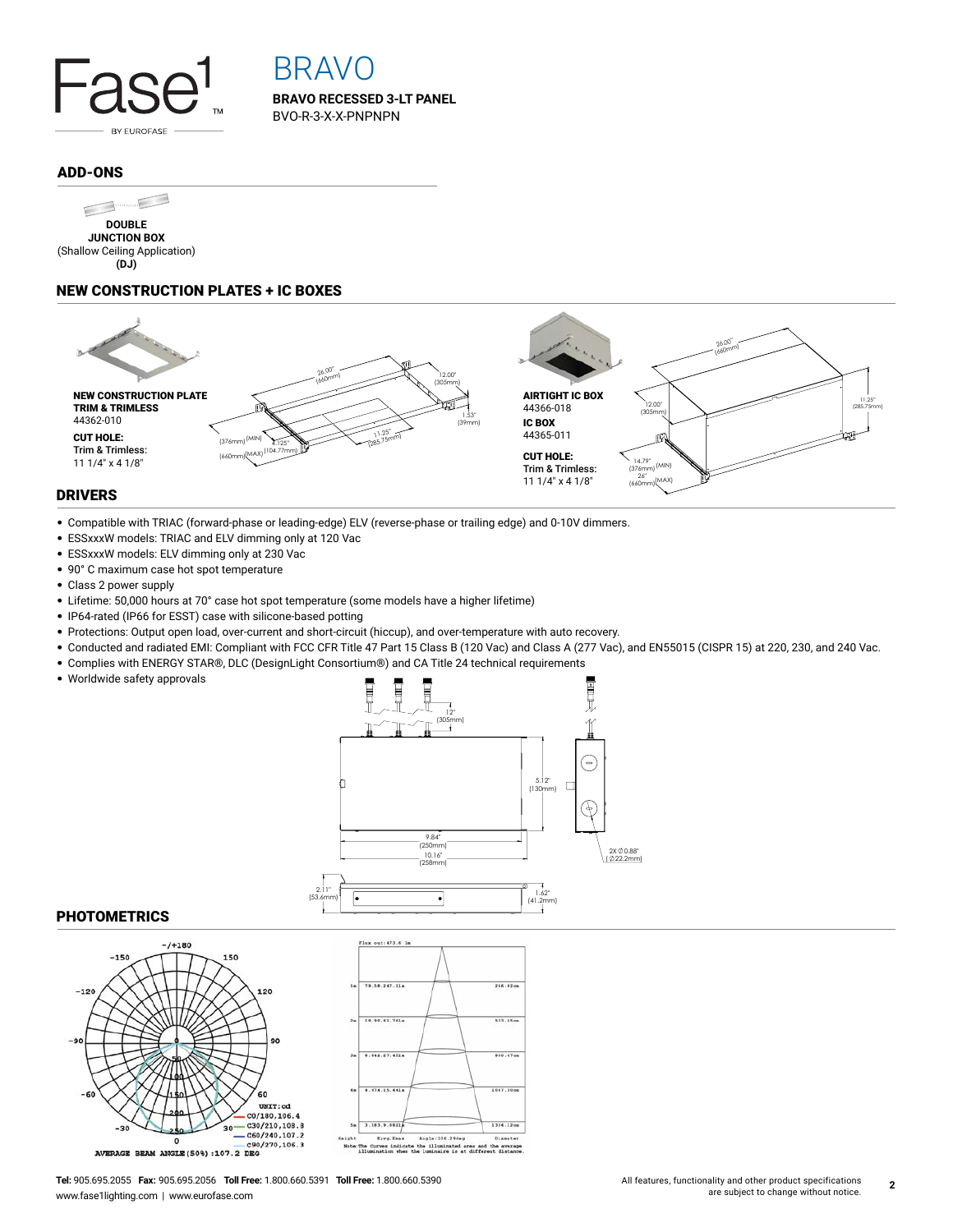Fase1

BY EUROFASE

# BRAVO

**BRAVO RECESSED 3-LT PANEL**
BVO-R-3-X-X-PNPNPN

## ADD-ONS

**DOUBLE JUNCTION BOX**
(Shallow Ceiling Application)
**(DJ)**

## NEW CONSTRUCTION PLATES + IC BOXES

**NEW CONSTRUCTION PLATE TRIM & TRIMLESS**
44362-010

**CUT HOLE:**
Trim & Trimless:
11 1/4" x 4 1/8"

26.00" (660mm)
12.00" (305mm)
1.53" (39mm)
11.25" (285.75mm)
4.125" (104.77mm)
(376mm) (MIN)
(660mm) (MAX)

**AIRTIGHT IC BOX**
44366-018

**IC BOX**
44365-011

**CUT HOLE:**
Trim & Trimless:
11 1/4" x 4 1/8"

26.00" (660mm)
12.00" (305mm)
11.25" (285.75mm)
14.79" (376mm) (MIN)
26" (660mm) (MAX)

## DRIVERS

- Compatible with TRIAC (forward-phase or leading-edge) ELV (reverse-phase or trailing edge) and 0-10V dimmers.
- ESSxxxW models: TRIAC and ELV dimming only at 120 Vac
- ESSxxxW models: ELV dimming only at 230 Vac
- 90° C maximum case hot spot temperature
- Class 2 power supply
- Lifetime: 50,000 hours at 70° case hot spot temperature (some models have a higher lifetime)
- IP64-rated (IP66 for ESST) case with silicone-based potting
- Protections: Output open load, over-current and short-circuit (hiccup), and over-temperature with auto recovery.
- Conducted and radiated EMI: Compliant with FCC CFR Title 47 Part 15 Class B (120 Vac) and Class A (277 Vac), and EN55015 (CISPR 15) at 220, 230, and 240 Vac.
- Complies with ENERGY STAR®, DLC (DesignLight Consortium®) and CA Title 24 technical requirements
- Worldwide safety approvals

12" (305mm)
5.12" (130mm)
9.84" (250mm)
10.16" (258mm)
2X ⌀ 0.88" (⌀ 22.2mm)
2.11" (53.6mm)
1.62" (41.2mm)

## PHOTOMETRICS

UNIT:cd
C0/180,106.4
C30/210,108.8
C60/240,107.2
C90/270,106.3
AVERAGE BEAM ANGLE(50%):107.2 DEG

Flux out:473.6 lm
1m 79.58.247.11x 266.82cm
2m 19.60.61.741x 533.65cm
3m 8.842.27.401x 800.47cm
4m 4.974.15.441x 1067.30cm
5m 3.183.9.8821x 1334.12cm
Height E:vg.Emax Angle:106.29deg Diameter
Note:The Curves indicate the illuminated area and the average illumination when the luminaire is at different distance.

**Tel:** 905.695.2055 **Fax:** 905.695.2056 **Toll Free:** 1.800.660.5391 **Toll Free:** 1.800.660.5390
www.fase1lighting.com | www.eurofase.com

All features, functionality and other product specifications are subject to change without notice.